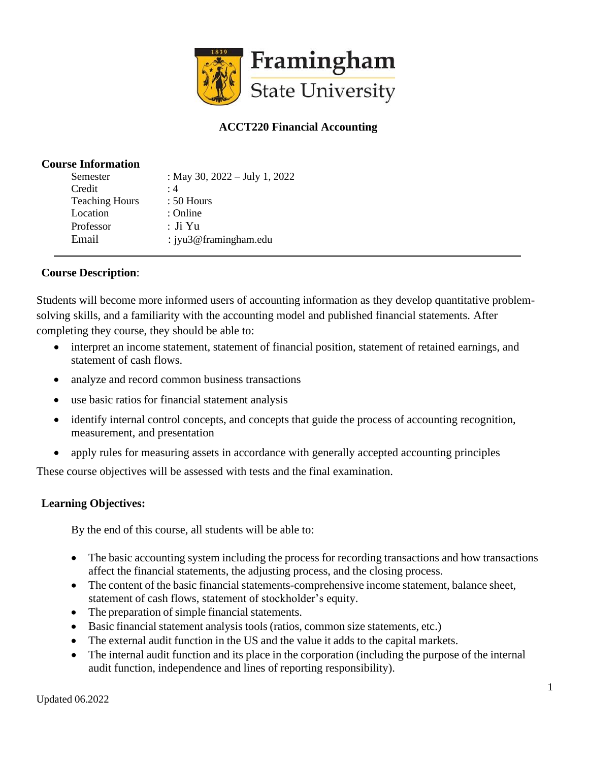# Framingham State University

## ACCT220 Financial Accounting

### Course Information

| | |
|---|---|
| Semester | : May 30, 2022 – July 1, 2022 |
| Credit | : 4 |
| Teaching Hours | : 50 Hours |
| Location | : Online |
| Professor | : Ji Yu |
| Email | : jyu3@framingham.edu |

---

### Course Description:

Students will become more informed users of accounting information as they develop quantitative problem-solving skills, and a familiarity with the accounting model and published financial statements. After completing they course, they should be able to:

- interpret an income statement, statement of financial position, statement of retained earnings, and statement of cash flows.
- analyze and record common business transactions
- use basic ratios for financial statement analysis
- identify internal control concepts, and concepts that guide the process of accounting recognition, measurement, and presentation
- apply rules for measuring assets in accordance with generally accepted accounting principles

These course objectives will be assessed with tests and the final examination.

### Learning Objectives:

By the end of this course, all students will be able to:

- The basic accounting system including the process for recording transactions and how transactions affect the financial statements, the adjusting process, and the closing process.
- The content of the basic financial statements-comprehensive income statement, balance sheet, statement of cash flows, statement of stockholder's equity.
- The preparation of simple financial statements.
- Basic financial statement analysis tools (ratios, common size statements, etc.)
- The external audit function in the US and the value it adds to the capital markets.
- The internal audit function and its place in the corporation (including the purpose of the internal audit function, independence and lines of reporting responsibility).

Updated 06.2022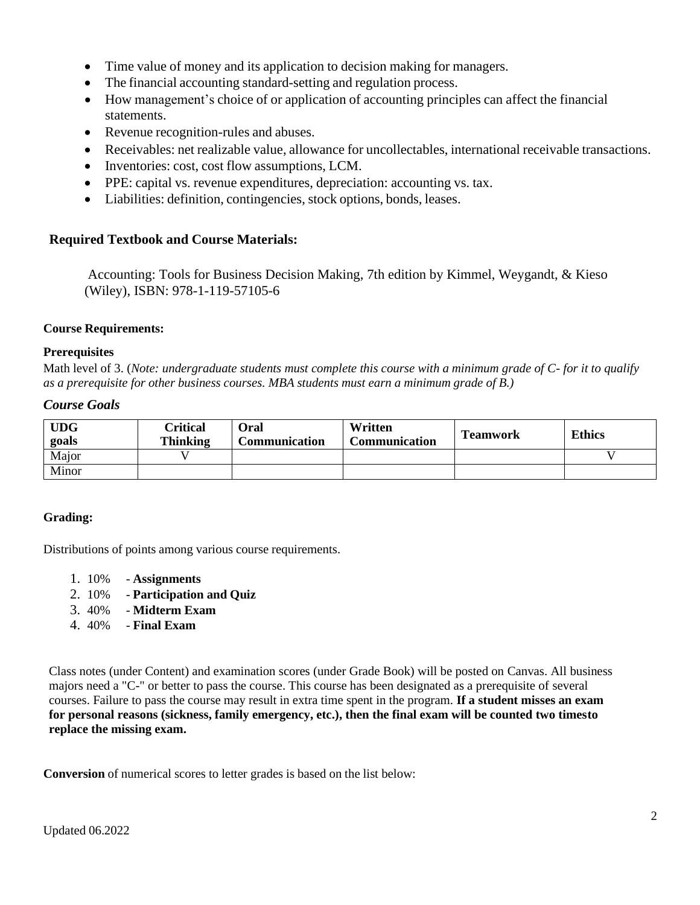- Time value of money and its application to decision making for managers.
- The financial accounting standard-setting and regulation process.
- How management's choice of or application of accounting principles can affect the financial statements.
- Revenue recognition-rules and abuses.
- Receivables: net realizable value, allowance for uncollectables, international receivable transactions.
- Inventories: cost, cost flow assumptions, LCM.
- PPE: capital vs. revenue expenditures, depreciation: accounting vs. tax.
- Liabilities: definition, contingencies, stock options, bonds, leases.

## Required Textbook and Course Materials:

Accounting: Tools for Business Decision Making, 7th edition by Kimmel, Weygandt, & Kieso (Wiley), ISBN: 978-1-119-57105-6

### Course Requirements:

**Prerequisites**

Math level of 3. (*Note: undergraduate students must complete this course with a minimum grade of C- for it to qualify as a prerequisite for other business courses. MBA students must earn a minimum grade of B.)*

***Course Goals***

| UDG goals | Critical Thinking | Oral Communication | Written Communication | Teamwork | Ethics |
|---|---|---|---|---|---|
| Major | V | | | | V |
| Minor | | | | | |

### Grading:

Distributions of points among various course requirements.

1. 10% - **Assignments**
2. 10% - **Participation and Quiz**
3. 40% - **Midterm Exam**
4. 40% - **Final Exam**

Class notes (under Content) and examination scores (under Grade Book) will be posted on Canvas. All business majors need a "C-" or better to pass the course. This course has been designated as a prerequisite of several courses. Failure to pass the course may result in extra time spent in the program. **If a student misses an exam for personal reasons (sickness, family emergency, etc.), then the final exam will be counted two timesto replace the missing exam.**

**Conversion** of numerical scores to letter grades is based on the list below:

Updated 06.2022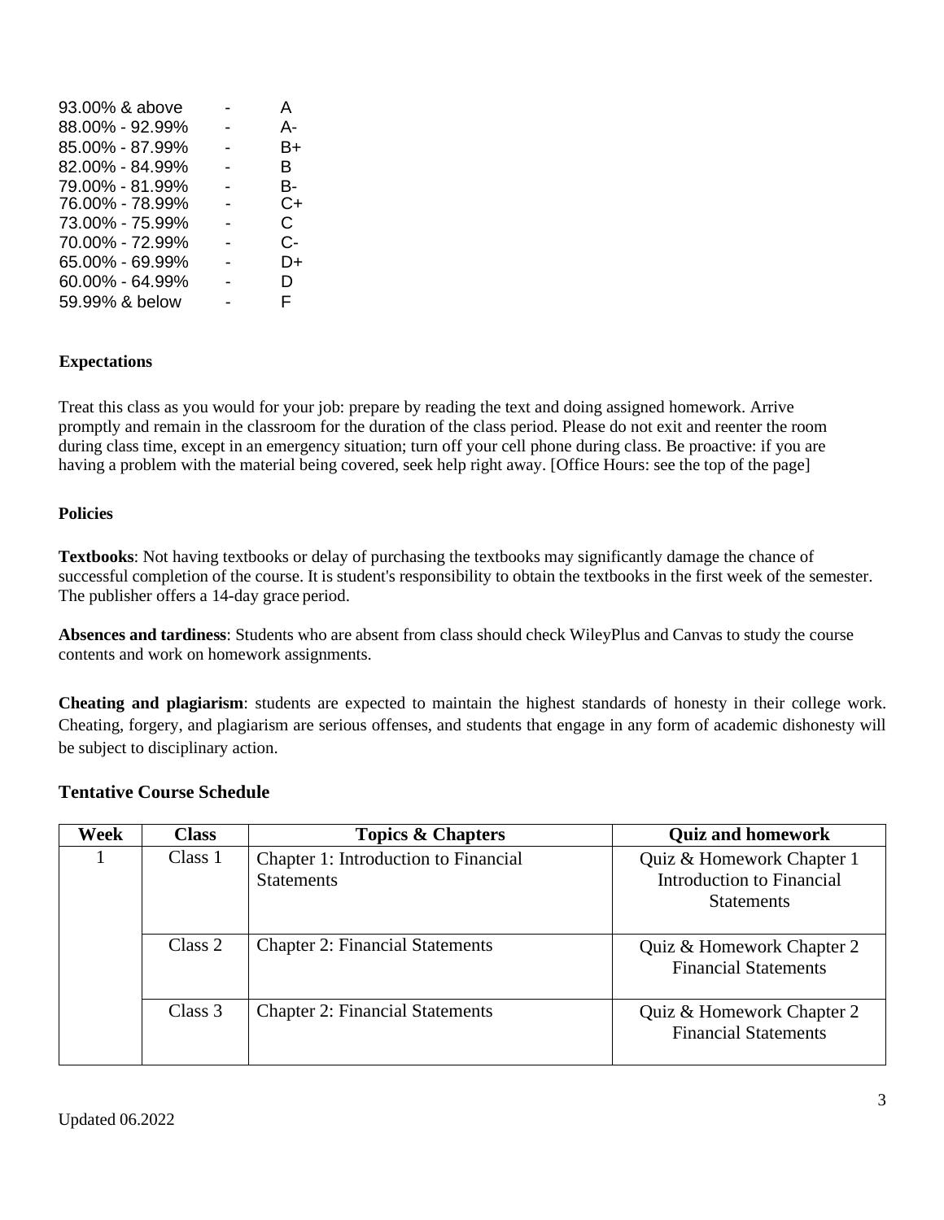| | | |
|---|---|---|
| 93.00% & above | - | A |
| 88.00% - 92.99% | - | A- |
| 85.00% - 87.99% | - | B+ |
| 82.00% - 84.99% | - | B |
| 79.00% - 81.99% | - | B- |
| 76.00% - 78.99% | - | C+ |
| 73.00% - 75.99% | - | C |
| 70.00% - 72.99% | - | C- |
| 65.00% - 69.99% | - | D+ |
| 60.00% - 64.99% | - | D |
| 59.99% & below | - | F |

**Expectations**

Treat this class as you would for your job: prepare by reading the text and doing assigned homework. Arrive promptly and remain in the classroom for the duration of the class period. Please do not exit and reenter the room during class time, except in an emergency situation; turn off your cell phone during class. Be proactive: if you are having a problem with the material being covered, seek help right away. [Office Hours: see the top of the page]

**Policies**

**Textbooks**: Not having textbooks or delay of purchasing the textbooks may significantly damage the chance of successful completion of the course. It is student's responsibility to obtain the textbooks in the first week of the semester. The publisher offers a 14-day grace period.

**Absences and tardiness**: Students who are absent from class should check WileyPlus and Canvas to study the course contents and work on homework assignments.

**Cheating and plagiarism**: students are expected to maintain the highest standards of honesty in their college work. Cheating, forgery, and plagiarism are serious offenses, and students that engage in any form of academic dishonesty will be subject to disciplinary action.

## Tentative Course Schedule

| Week | Class | Topics & Chapters | Quiz and homework |
|---|---|---|---|
| 1 | Class 1 | Chapter 1: Introduction to Financial Statements | Quiz & Homework Chapter 1 Introduction to Financial Statements |
| | Class 2 | Chapter 2: Financial Statements | Quiz & Homework Chapter 2 Financial Statements |
| | Class 3 | Chapter 2: Financial Statements | Quiz & Homework Chapter 2 Financial Statements |

Updated 06.2022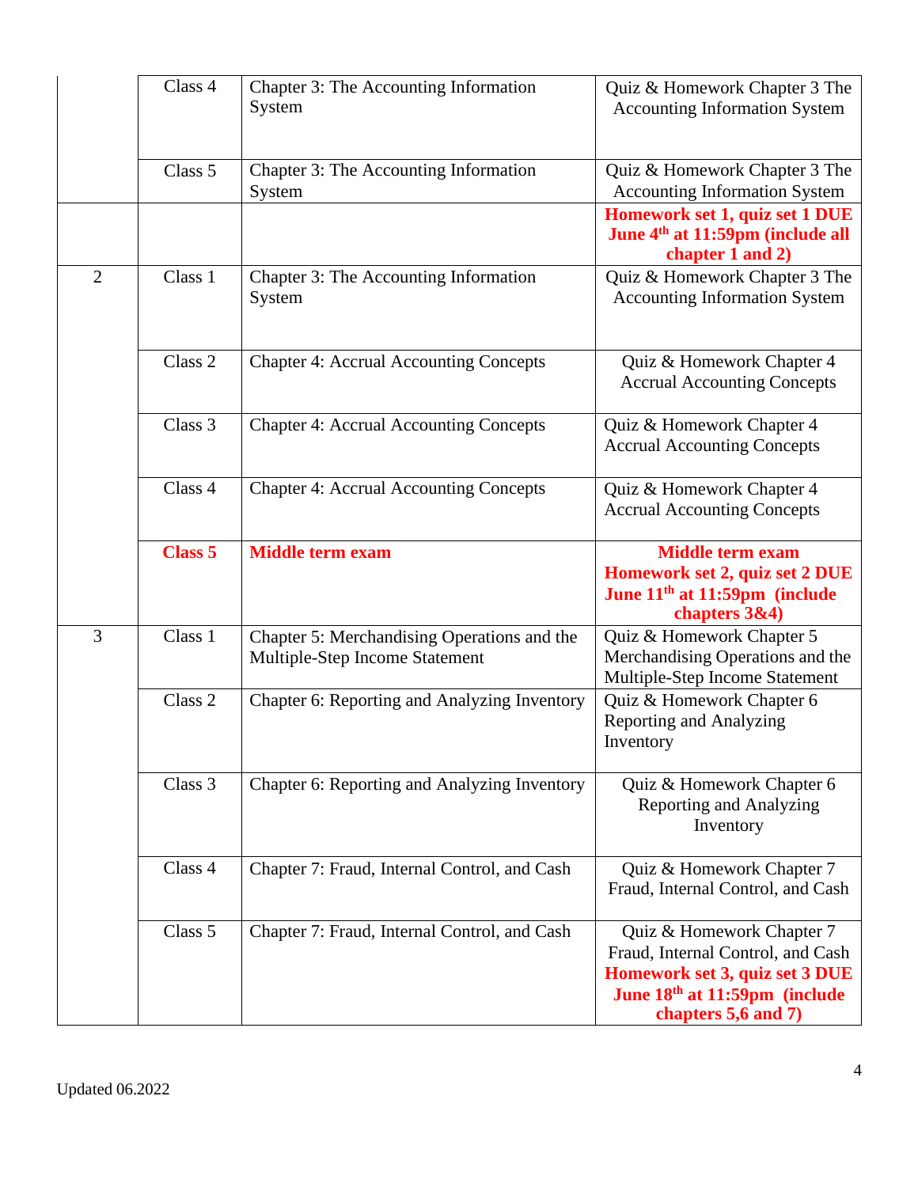| | | | |
|---|---|---|---|
| | Class 4 | Chapter 3: The Accounting Information System | Quiz & Homework Chapter 3 The Accounting Information System |
| | Class 5 | Chapter 3: The Accounting Information System | Quiz & Homework Chapter 3 The Accounting Information System |
| | | | **Homework set 1, quiz set 1 DUE June 4th at 11:59pm (include all chapter 1 and 2)** |
| 2 | Class 1 | Chapter 3: The Accounting Information System | Quiz & Homework Chapter 3 The Accounting Information System |
| | Class 2 | Chapter 4: Accrual Accounting Concepts | Quiz & Homework Chapter 4 Accrual Accounting Concepts |
| | Class 3 | Chapter 4: Accrual Accounting Concepts | Quiz & Homework Chapter 4 Accrual Accounting Concepts |
| | Class 4 | Chapter 4: Accrual Accounting Concepts | Quiz & Homework Chapter 4 Accrual Accounting Concepts |
| | **Class 5** | **Middle term exam** | **Middle term exam Homework set 2, quiz set 2 DUE June 11th at 11:59pm (include chapters 3&4)** |
| 3 | Class 1 | Chapter 5: Merchandising Operations and the Multiple-Step Income Statement | Quiz & Homework Chapter 5 Merchandising Operations and the Multiple-Step Income Statement |
| | Class 2 | Chapter 6: Reporting and Analyzing Inventory | Quiz & Homework Chapter 6 Reporting and Analyzing Inventory |
| | Class 3 | Chapter 6: Reporting and Analyzing Inventory | Quiz & Homework Chapter 6 Reporting and Analyzing Inventory |
| | Class 4 | Chapter 7: Fraud, Internal Control, and Cash | Quiz & Homework Chapter 7 Fraud, Internal Control, and Cash |
| | Class 5 | Chapter 7: Fraud, Internal Control, and Cash | Quiz & Homework Chapter 7 Fraud, Internal Control, and Cash **Homework set 3, quiz set 3 DUE June 18th at 11:59pm (include chapters 5,6 and 7)** |

Updated 06.2022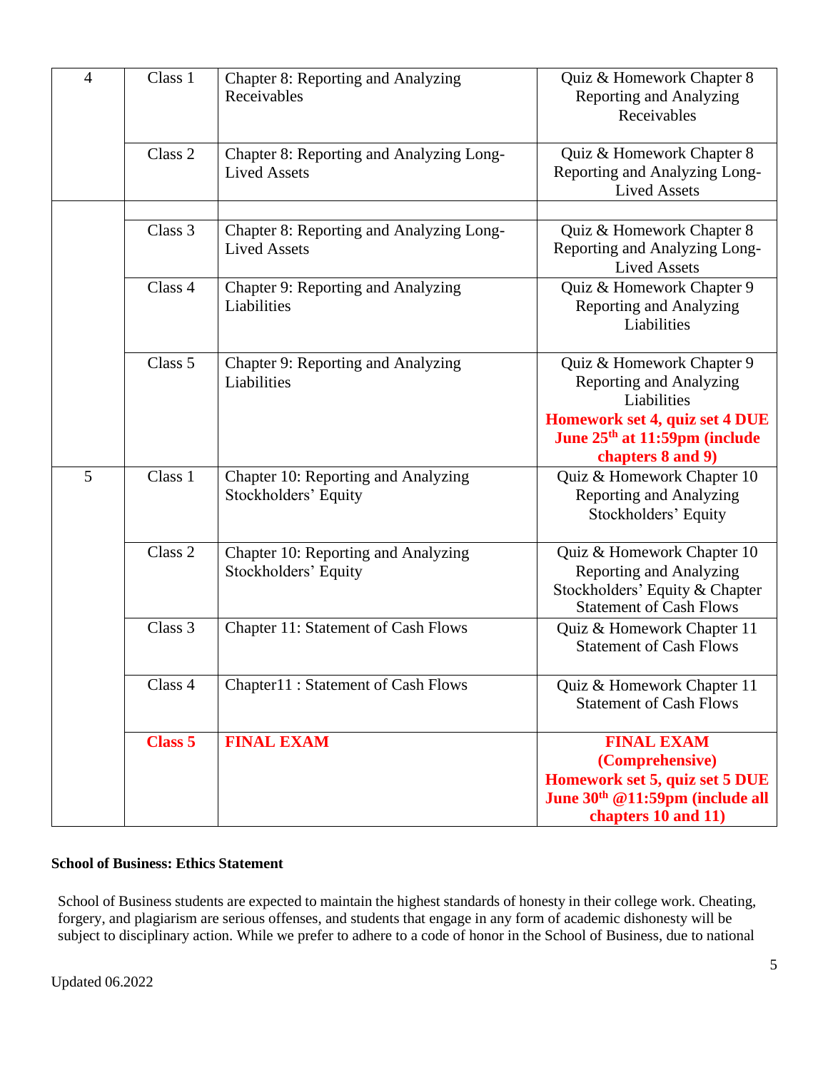| 4 | Class 1 | Chapter 8: Reporting and Analyzing Receivables | Quiz & Homework Chapter 8 Reporting and Analyzing Receivables |
|---|---|---|---|
| | Class 2 | Chapter 8: Reporting and Analyzing Long-Lived Assets | Quiz & Homework Chapter 8 Reporting and Analyzing Long-Lived Assets |
| | | | |
| | Class 3 | Chapter 8: Reporting and Analyzing Long-Lived Assets | Quiz & Homework Chapter 8 Reporting and Analyzing Long-Lived Assets |
| | Class 4 | Chapter 9: Reporting and Analyzing Liabilities | Quiz & Homework Chapter 9 Reporting and Analyzing Liabilities |
| | Class 5 | Chapter 9: Reporting and Analyzing Liabilities | Quiz & Homework Chapter 9 Reporting and Analyzing Liabilities **Homework set 4, quiz set 4 DUE June 25th at 11:59pm (include chapters 8 and 9)** |
| 5 | Class 1 | Chapter 10: Reporting and Analyzing Stockholders' Equity | Quiz & Homework Chapter 10 Reporting and Analyzing Stockholders' Equity |
| | Class 2 | Chapter 10: Reporting and Analyzing Stockholders' Equity | Quiz & Homework Chapter 10 Reporting and Analyzing Stockholders' Equity & Chapter Statement of Cash Flows |
| | Class 3 | Chapter 11: Statement of Cash Flows | Quiz & Homework Chapter 11 Statement of Cash Flows |
| | Class 4 | Chapter11 : Statement of Cash Flows | Quiz & Homework Chapter 11 Statement of Cash Flows |
| | **Class 5** | **FINAL EXAM** | **FINAL EXAM (Comprehensive) Homework set 5, quiz set 5 DUE June 30th @11:59pm (include all chapters 10 and 11)** |

**School of Business: Ethics Statement**

School of Business students are expected to maintain the highest standards of honesty in their college work. Cheating, forgery, and plagiarism are serious offenses, and students that engage in any form of academic dishonesty will be subject to disciplinary action. While we prefer to adhere to a code of honor in the School of Business, due to national

Updated 06.2022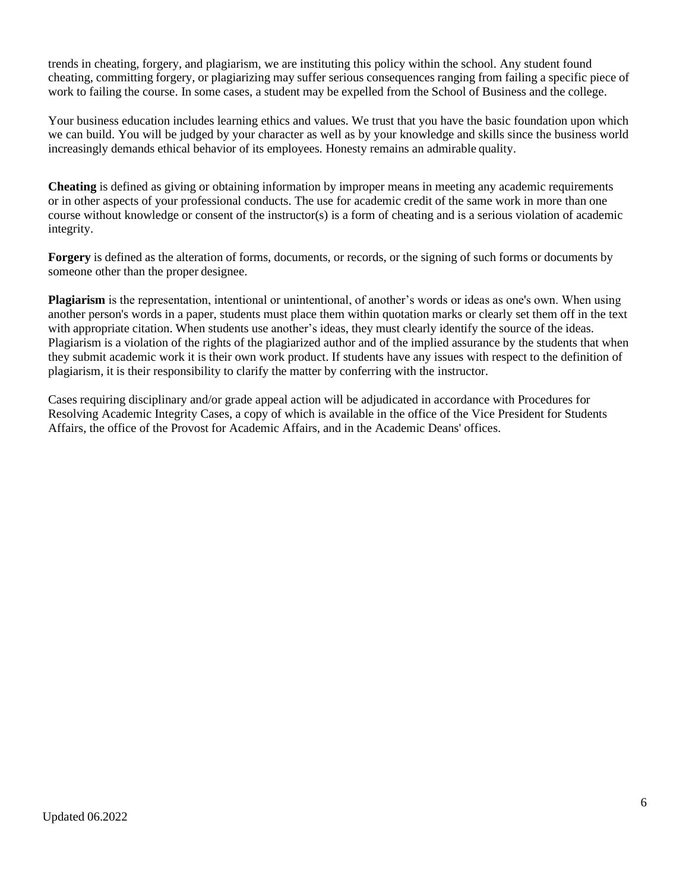trends in cheating, forgery, and plagiarism, we are instituting this policy within the school. Any student found cheating, committing forgery, or plagiarizing may suffer serious consequences ranging from failing a specific piece of work to failing the course. In some cases, a student may be expelled from the School of Business and the college.

Your business education includes learning ethics and values. We trust that you have the basic foundation upon which we can build. You will be judged by your character as well as by your knowledge and skills since the business world increasingly demands ethical behavior of its employees. Honesty remains an admirable quality.

**Cheating** is defined as giving or obtaining information by improper means in meeting any academic requirements or in other aspects of your professional conducts. The use for academic credit of the same work in more than one course without knowledge or consent of the instructor(s) is a form of cheating and is a serious violation of academic integrity.

**Forgery** is defined as the alteration of forms, documents, or records, or the signing of such forms or documents by someone other than the proper designee.

**Plagiarism** is the representation, intentional or unintentional, of another's words or ideas as one's own. When using another person's words in a paper, students must place them within quotation marks or clearly set them off in the text with appropriate citation. When students use another's ideas, they must clearly identify the source of the ideas. Plagiarism is a violation of the rights of the plagiarized author and of the implied assurance by the students that when they submit academic work it is their own work product. If students have any issues with respect to the definition of plagiarism, it is their responsibility to clarify the matter by conferring with the instructor.

Cases requiring disciplinary and/or grade appeal action will be adjudicated in accordance with Procedures for Resolving Academic Integrity Cases, a copy of which is available in the office of the Vice President for Students Affairs, the office of the Provost for Academic Affairs, and in the Academic Deans' offices.

Updated 06.2022